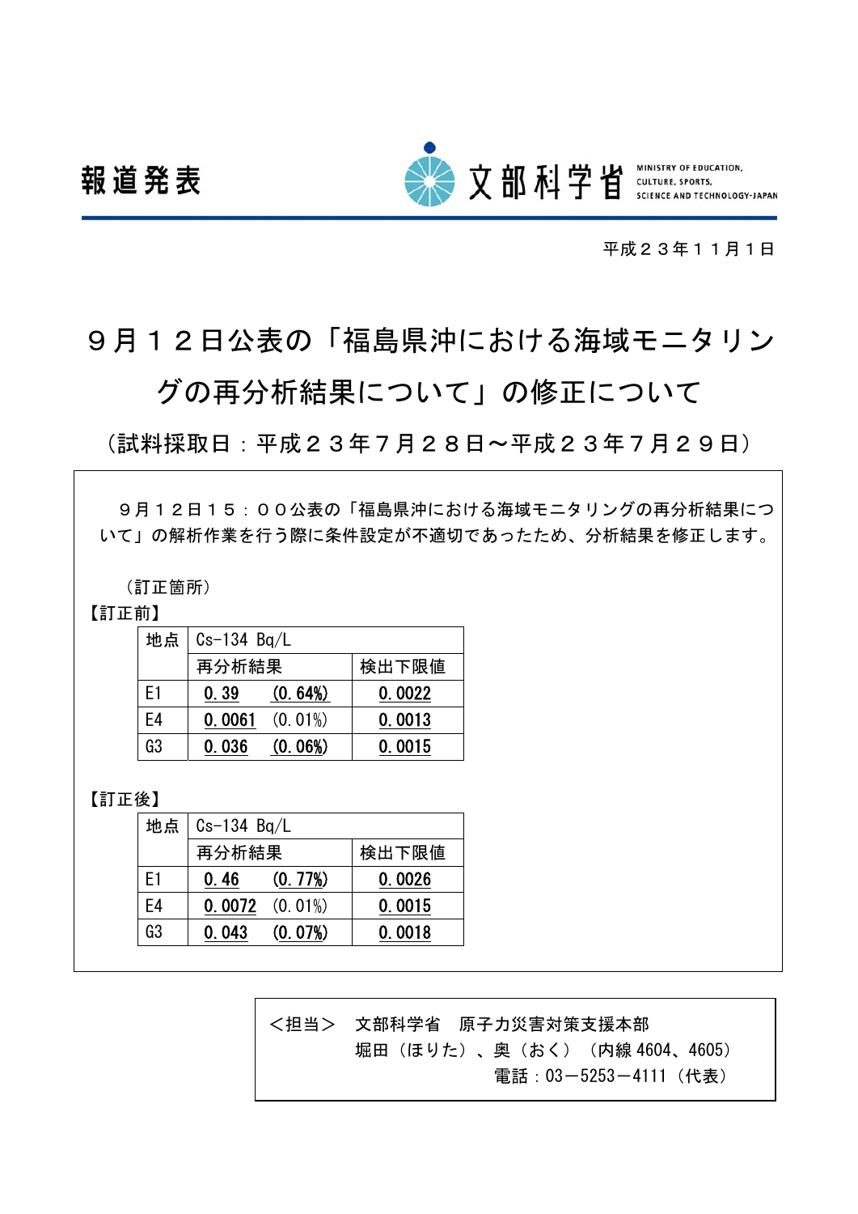報道発表

文部科学省 MINISTRY OF EDUCATION, CULTURE, SPORTS, SCIENCE AND TECHNOLOGY-JAPAN

平成２３年１１月１日

# ９月１２日公表の「福島県沖における海域モニタリングの再分析結果について」の修正について

（試料採取日：平成２３年７月２８日～平成２３年７月２９日）

９月１２日１５：００公表の「福島県沖における海域モニタリングの再分析結果について」の解析作業を行う際に条件設定が不適切であったため、分析結果を修正します。

（訂正箇所）

【訂正前】

| 地点 | Cs-134 Bq/L | |
|---|---|---|
| | 再分析結果 | 検出下限値 |
| E1 | 0.39　(0.64%) | 0.0022 |
| E4 | 0.0061　(0.01%) | 0.0013 |
| G3 | 0.036　(0.06%) | 0.0015 |

【訂正後】

| 地点 | Cs-134 Bq/L | |
|---|---|---|
| | 再分析結果 | 検出下限値 |
| E1 | 0.46　(0.77%) | 0.0026 |
| E4 | 0.0072　(0.01%) | 0.0015 |
| G3 | 0.043　(0.07%) | 0.0018 |

＜担当＞　文部科学省　原子力災害対策支援本部
堀田（ほりた）、奥（おく）（内線 4604、4605）
電話：03－5253－4111（代表）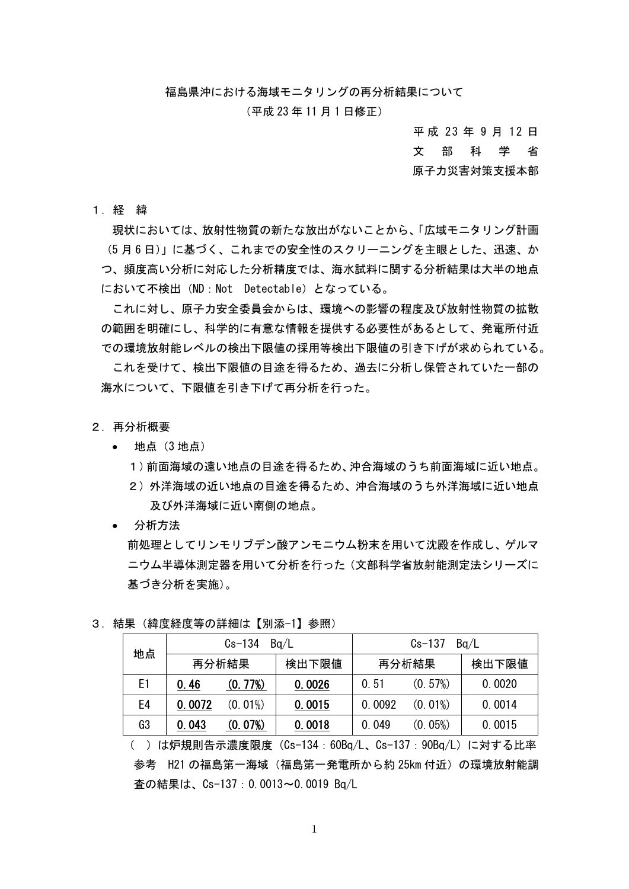福島県沖における海域モニタリングの再分析結果について

（平成 23 年 11 月 1 日修正）

平成 23 年 9 月 12 日
文部科学省
原子力災害対策支援本部

## １．経緯

現状においては、放射性物質の新たな放出がないことから、「広域モニタリング計画（5 月 6 日）」に基づく、これまでの安全性のスクリーニングを主眼とした、迅速、かつ、頻度高い分析に対応した分析精度では、海水試料に関する分析結果は大半の地点において不検出（ND：Not Detectable）となっている。

これに対し、原子力安全委員会からは、環境への影響の程度及び放射性物質の拡散の範囲を明確にし、科学的に有意な情報を提供する必要性があるとして、発電所付近での環境放射能レベルの検出下限値の採用等検出下限値の引き下げが求められている。

これを受けて、検出下限値の目途を得るため、過去に分析し保管されていた一部の海水について、下限値を引き下げて再分析を行った。

## ２．再分析概要

- 地点（3 地点）
  - １）前面海域の遠い地点の目途を得るため、沖合海域のうち前面海域に近い地点。
  - ２）外洋海域の近い地点の目途を得るため、沖合海域のうち外洋海域に近い地点及び外洋海域に近い南側の地点。
- 分析方法

  前処理としてリンモリブデン酸アンモニウム粉末を用いて沈殿を作成し、ゲルマニウム半導体測定器を用いて分析を行った（文部科学省放射能測定法シリーズに基づき分析を実施）。

## ３．結果（緯度経度等の詳細は【別添-1】参照）

| 地点 | Cs-134 Bq/L | | | Cs-137 Bq/L | | |
|---|---|---|---|---|---|---|
| | 再分析結果 | | 検出下限値 | 再分析結果 | | 検出下限値 |
| E1 | **0.46** | **(0.77%)** | **0.0026** | 0.51 | (0.57%) | 0.0020 |
| E4 | **0.0072** | (0.01%) | **0.0015** | 0.0092 | (0.01%) | 0.0014 |
| G3 | **0.043** | **(0.07%)** | **0.0018** | 0.049 | (0.05%) | 0.0015 |

（ ）は炉規則告示濃度限度（Cs-134：60Bq/L、Cs-137：90Bq/L）に対する比率

参考　H21 の福島第一海域（福島第一発電所から約 25km 付近）の環境放射能調査の結果は、Cs-137：0.0013～0.0019 Bq/L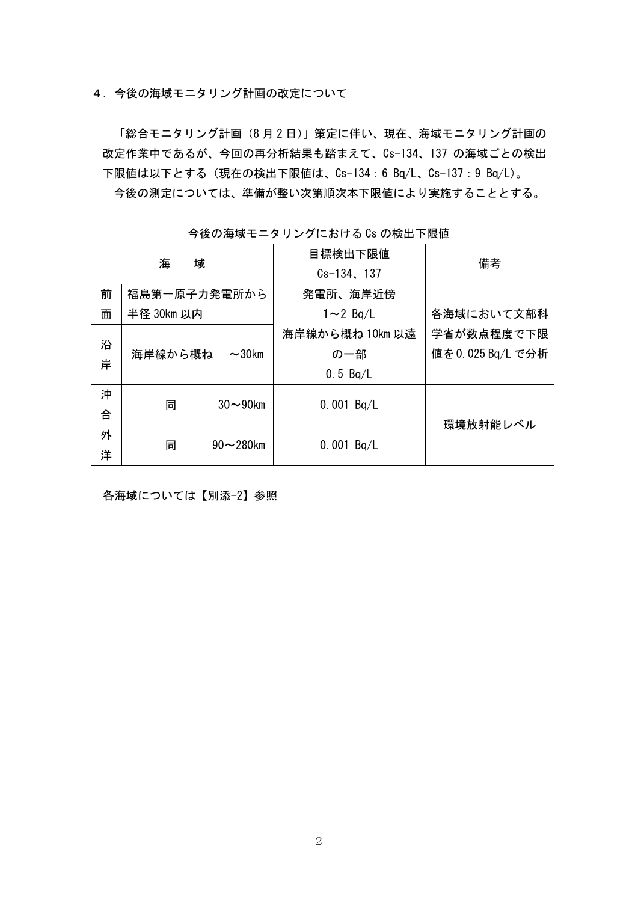４．今後の海域モニタリング計画の改定について

「総合モニタリング計画（8 月 2 日）」策定に伴い、現在、海域モニタリング計画の改定作業中であるが、今回の再分析結果も踏まえて、Cs-134、137 の海域ごとの検出下限値は以下とする（現在の検出下限値は、Cs-134：6 Bq/L、Cs-137：9 Bq/L）。

今後の測定については、準備が整い次第順次本下限値により実施することとする。

今後の海域モニタリングにおける Cs の検出下限値

| 海域 | | 目標検出下限値 Cs-134、137 | 備考 |
|---|---|---|---|
| 前面 | 福島第一原子力発電所から半径 30km 以内 | 発電所、海岸近傍 1～2 Bq/L | 各海域において文部科学省が数点程度で下限値を 0.025 Bq/L で分析 |
| 沿岸 | 海岸線から概ね　～30km | 海岸線から概ね 10km 以遠の一部 0.5 Bq/L | |
| 沖合 | 同　　30～90km | 0.001 Bq/L | 環境放射能レベル |
| 外洋 | 同　　90～280km | 0.001 Bq/L | |

各海域については【別添-2】参照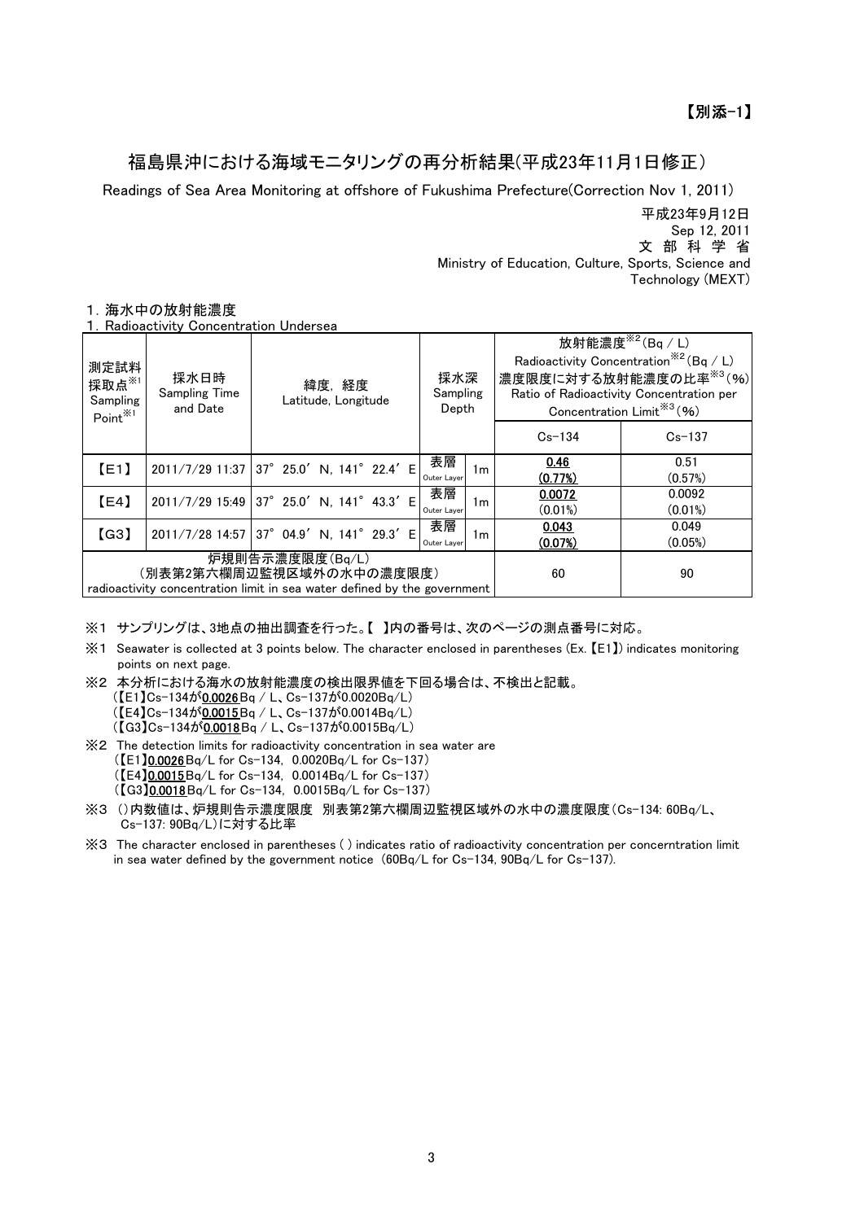【別添-1】

# 福島県沖における海域モニタリングの再分析結果(平成23年11月1日修正)

Readings of Sea Area Monitoring at offshore of Fukushima Prefecture(Correction Nov 1, 2011)

平成23年9月12日
Sep 12, 2011
文部科学省
Ministry of Education, Culture, Sports, Science and Technology (MEXT)

## 1. 海水中の放射能濃度
## 1. Radioactivity Concentration Undersea

| 測定試料採取点※1 Sampling Point※1 | 採水日時 Sampling Time and Date | 緯度，経度 Latitude, Longitude | 採水深 Sampling Depth | | 放射能濃度※2(Bq／L) Radioactivity Concentration※2(Bq／L) 濃度限度に対する放射能濃度の比率※3(%) Ratio of Radioactivity Concentration per Concentration Limit※3(%) | |
|---|---|---|---|---|---|---|
| | | | | | Cs-134 | Cs-137 |
| 【E1】 | 2011/7/29 11:37 | 37° 25.0′ N, 141° 22.4′ E | 表層 Outer Layer | 1m | 0.46 (0.77%) | 0.51 (0.57%) |
| 【E4】 | 2011/7/29 15:49 | 37° 25.0′ N, 141° 43.3′ E | 表層 Outer Layer | 1m | 0.0072 (0.01%) | 0.0092 (0.01%) |
| 【G3】 | 2011/7/28 14:57 | 37° 04.9′ N, 141° 29.3′ E | 表層 Outer Layer | 1m | 0.043 (0.07%) | 0.049 (0.05%) |
| 炉規則告示濃度限度(Bq/L) (別表第2第六欄周辺監視区域外の水中の濃度限度) radioactivity concentration limit in sea water defined by the government | | | | | 60 | 90 |

※1 サンプリングは、3地点の抽出調査を行った。【 】内の番号は、次のページの測点番号に対応。

※1 Seawater is collected at 3 points below. The character enclosed in parentheses (Ex. 【E1】) indicates monitoring points on next page.

※2 本分析における海水の放射能濃度の検出限界値を下回る場合は、不検出と記載。
(【E1】Cs-134が0.0026Bq／L、Cs-137が0.0020Bq/L)
(【E4】Cs-134が0.0015Bq／L、Cs-137が0.0014Bq/L)
(【G3】Cs-134が0.0018Bq／L、Cs-137が0.0015Bq/L)

※2 The detection limits for radioactivity concentration in sea water are
(【E1】0.0026Bq/L for Cs-134, 0.0020Bq/L for Cs-137)
(【E4】0.0015Bq/L for Cs-134, 0.0014Bq/L for Cs-137)
(【G3】0.0018Bq/L for Cs-134, 0.0015Bq/L for Cs-137)

※3 ()内数値は、炉規則告示濃度限度 別表第2第六欄周辺監視区域外の水中の濃度限度(Cs-134: 60Bq/L、Cs-137: 90Bq/L)に対する比率

※3 The character enclosed in parentheses ( ) indicates ratio of radioactivity concentration per concerntration limit in sea water defined by the government notice (60Bq/L for Cs-134, 90Bq/L for Cs-137).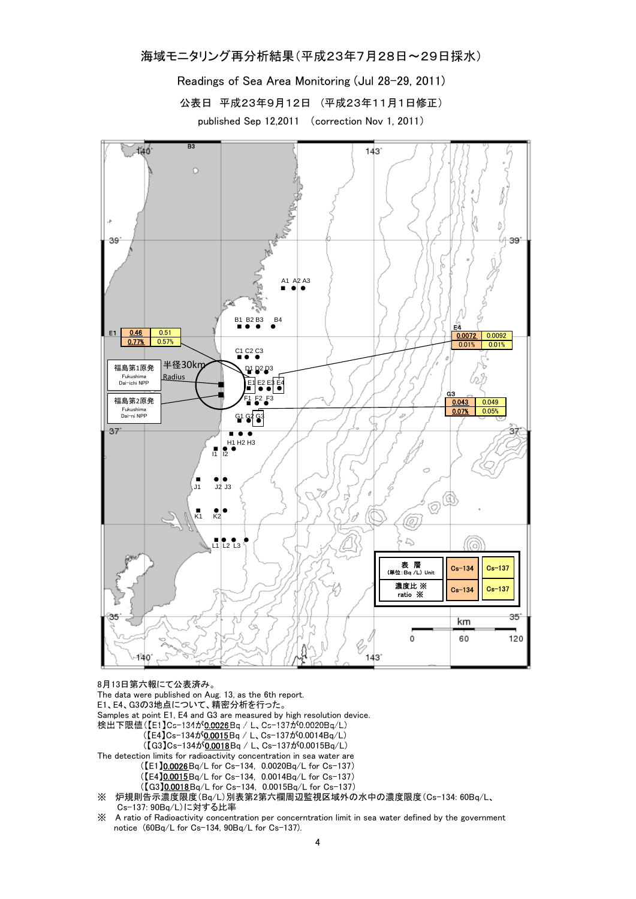# 海域モニタリング再分析結果（平成23年7月28日～29日採水）

Readings of Sea Area Monitoring (Jul 28-29, 2011)

公表日　平成23年9月12日　（平成23年11月1日修正）

published Sep 12,2011　（correction Nov 1, 2011）

B3

A1 A2 A3

B1 B2 B3　B4

C1 C2 C3

D1 D2 D3

E1 E2 E3 E4

F1 F2 F3

G1 G2 G3

H1 H2 H3

I1 I2

J1　J2 J3

K1　K2

L1 L2 L3

福島第1原発 Fukushima Dai-ichi NPP

福島第2原発 Fukushima Dai-ni NPP

半径30km Radius

| 地点 | Cs-134 | Cs-137 |
|---|---|---|
| E1 | 0.46 | 0.51 |
| | 0.77% | 0.57% |
| E4 | 0.0072 | 0.0092 |
| | 0.01% | 0.01% |
| G3 | 0.043 | 0.049 |
| | 0.07% | 0.05% |

| 表層 (単位：Bq/L) Unit | Cs-134 | Cs-137 |
|---|---|---|
| 濃度比 ※ ratio ※ | Cs-134 | Cs-137 |

km 0　60　120

8月13日第六報にて公表済み。

The data were published on Aug. 13, as the 6th report.

E1、E4、G3の3地点について、精密分析を行った。

Samples at point E1, E4 and G3 are measured by high resolution device.

検出下限値（【E1】Cs-134が0.0026Bq / L、Cs-137が0.0020Bq/L）

（【E4】Cs-134が0.0015Bq / L、Cs-137が0.0014Bq/L）

（【G3】Cs-134が0.0018Bq / L、Cs-137が0.0015Bq/L）

The detection limits for radioactivity concentration in sea water are

（【E1】0.0026Bq/L for Cs-134,  0.0020Bq/L for Cs-137）

（【E4】0.0015Bq/L for Cs-134,  0.0014Bq/L for Cs-137）

（【G3】0.0018Bq/L for Cs-134,  0.0015Bq/L for Cs-137）

※　炉規則告示濃度限度（Bq/L）別表第2第六欄周辺監視区域外の水中の濃度限度（Cs-134: 60Bq/L、Cs-137: 90Bq/L）に対する比率

※　A ratio of Radioactivity concentration per concerntration limit in sea water defined by the government notice (60Bq/L for Cs-134, 90Bq/L for Cs-137).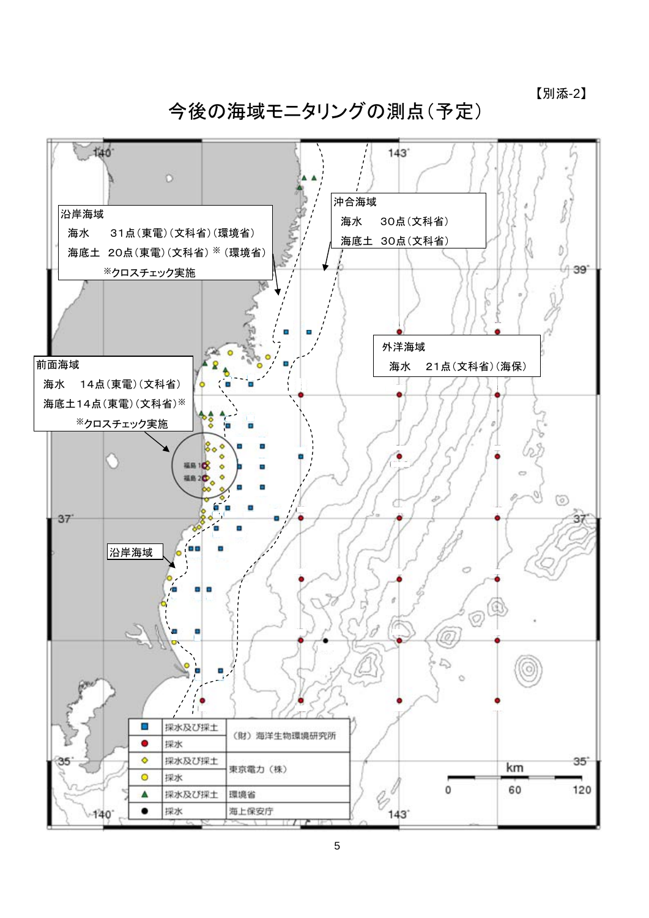【別添-2】

# 今後の海域モニタリングの測点（予定）

沿岸海域
海水　31点（東電）（文科省）（環境省）
海底土　20点（東電）（文科省）※（環境省）
※クロスチェック実施

沖合海域
海水　30点（文科省）
海底土　30点（文科省）

前面海域
海水　14点（東電）（文科省）
海底土14点（東電）（文科省）※
※クロスチェック実施

外洋海域
海水　21点（文科省）（海保）

沿岸海域

福島1
福島2

140°
143°
39°
37°
35°

km
0　60　120

| | | |
|---|---|---|
| ■ | 採水及び採土 | （財）海洋生物環境研究所 |
| ● | 採水 | |
| ◆ | 採水及び採土 | 東京電力（株） |
| ● | 採水 | |
| ▲ | 採水及び採土 | 環境省 |
| ● | 採水 | 海上保安庁 |